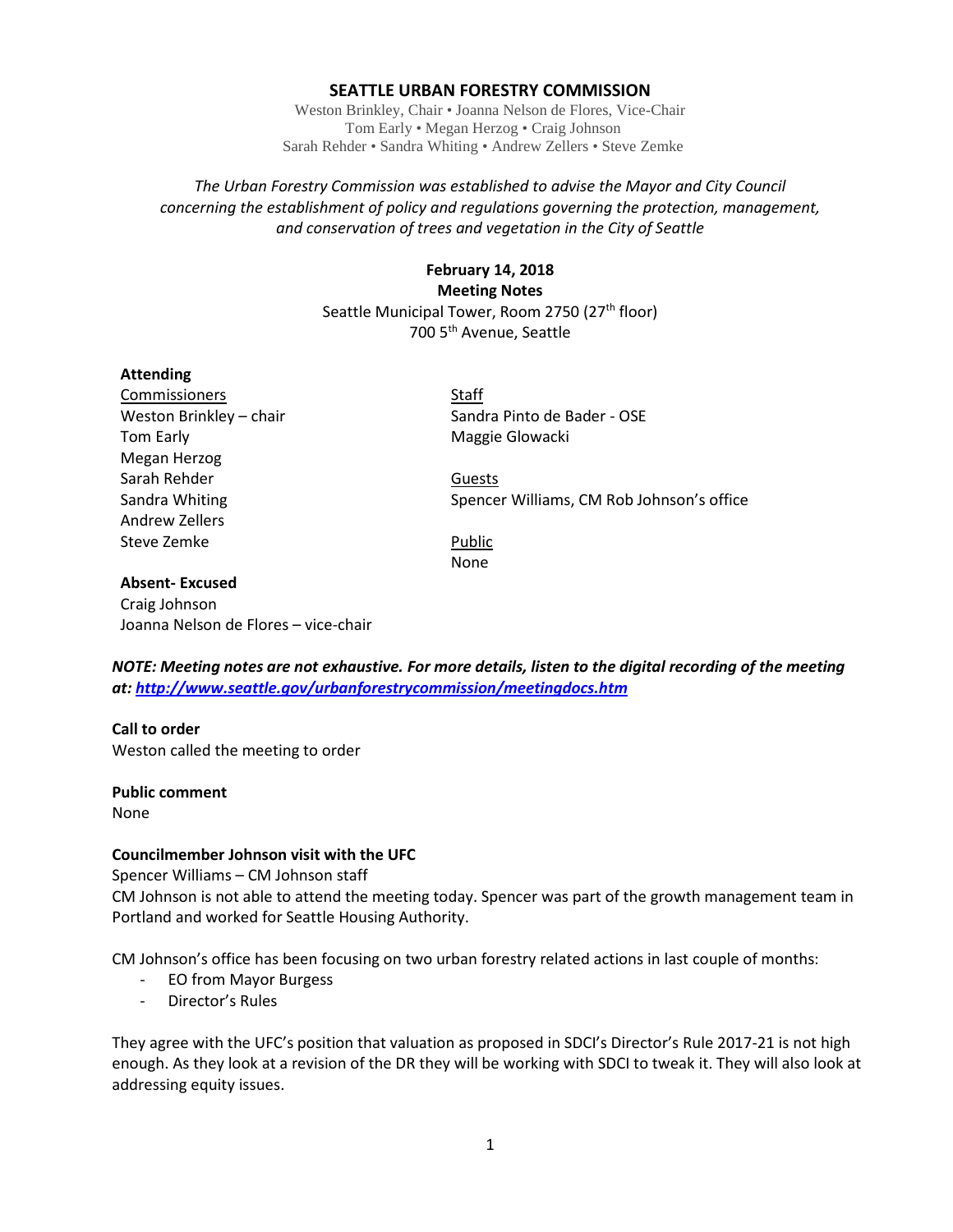# SEATTLE URBAN FORESTRY COMMISSION

Weston Brinkley, Chair • Joanna Nelson de Flores, Vice-Chair
Tom Early • Megan Herzog • Craig Johnson
Sarah Rehder • Sandra Whiting • Andrew Zellers • Steve Zemke

*The Urban Forestry Commission was established to advise the Mayor and City Council concerning the establishment of policy and regulations governing the protection, management, and conservation of trees and vegetation in the City of Seattle*

**February 14, 2018**
**Meeting Notes**
Seattle Municipal Tower, Room 2750 (27th floor)
700 5th Avenue, Seattle

**Attending**

Commissioners
Weston Brinkley – chair
Tom Early
Megan Herzog
Sarah Rehder
Sandra Whiting
Andrew Zellers
Steve Zemke

Staff
Sandra Pinto de Bader - OSE
Maggie Glowacki

Guests
Spencer Williams, CM Rob Johnson's office

Public
None

**Absent- Excused**
Craig Johnson
Joanna Nelson de Flores – vice-chair

***NOTE: Meeting notes are not exhaustive. For more details, listen to the digital recording of the meeting at: http://www.seattle.gov/urbanforestrycommission/meetingdocs.htm***

**Call to order**
Weston called the meeting to order

**Public comment**
None

**Councilmember Johnson visit with the UFC**
Spencer Williams – CM Johnson staff
CM Johnson is not able to attend the meeting today. Spencer was part of the growth management team in Portland and worked for Seattle Housing Authority.

CM Johnson's office has been focusing on two urban forestry related actions in last couple of months:

- EO from Mayor Burgess
- Director's Rules

They agree with the UFC's position that valuation as proposed in SDCI's Director's Rule 2017-21 is not high enough. As they look at a revision of the DR they will be working with SDCI to tweak it. They will also look at addressing equity issues.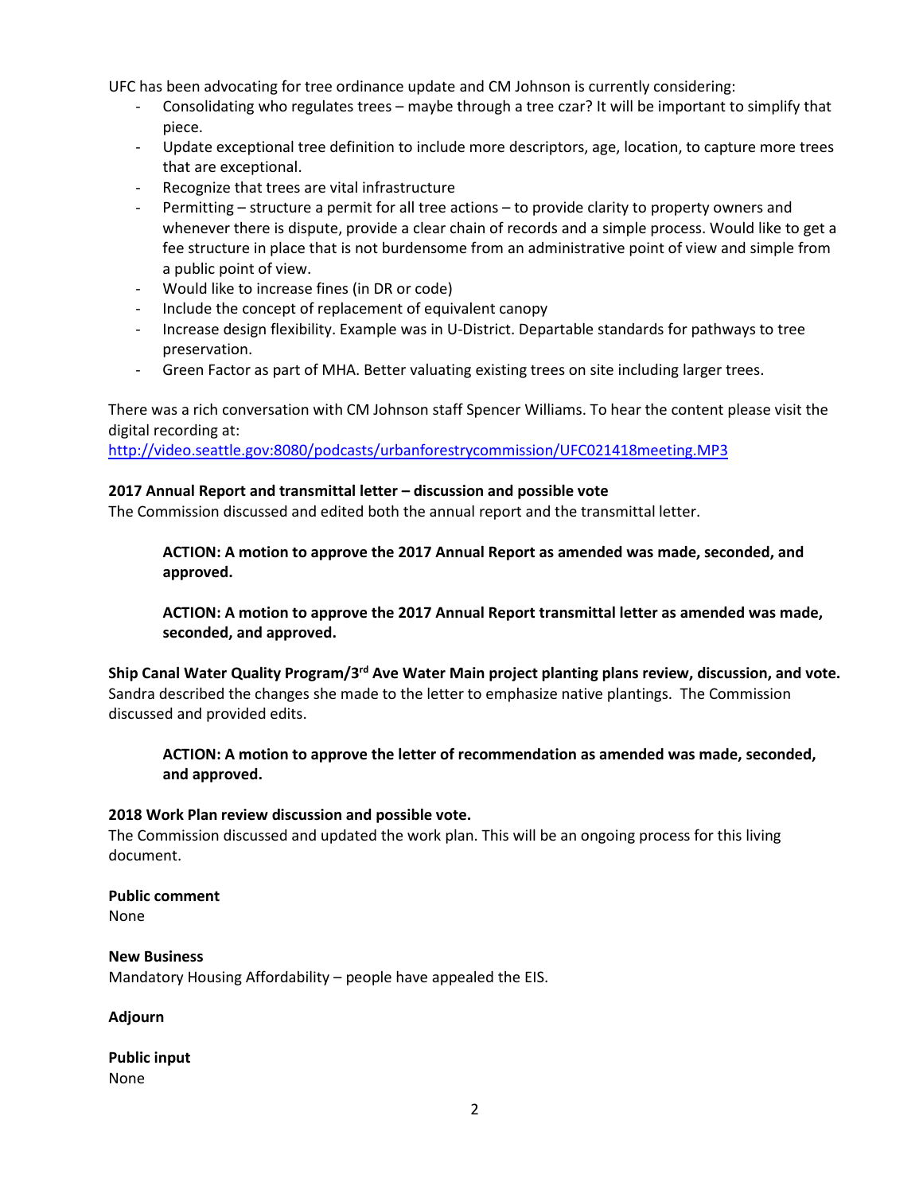UFC has been advocating for tree ordinance update and CM Johnson is currently considering:

- Consolidating who regulates trees – maybe through a tree czar? It will be important to simplify that piece.
- Update exceptional tree definition to include more descriptors, age, location, to capture more trees that are exceptional.
- Recognize that trees are vital infrastructure
- Permitting – structure a permit for all tree actions – to provide clarity to property owners and whenever there is dispute, provide a clear chain of records and a simple process. Would like to get a fee structure in place that is not burdensome from an administrative point of view and simple from a public point of view.
- Would like to increase fines (in DR or code)
- Include the concept of replacement of equivalent canopy
- Increase design flexibility. Example was in U-District. Departable standards for pathways to tree preservation.
- Green Factor as part of MHA. Better valuating existing trees on site including larger trees.

There was a rich conversation with CM Johnson staff Spencer Williams. To hear the content please visit the digital recording at:
http://video.seattle.gov:8080/podcasts/urbanforestrycommission/UFC021418meeting.MP3

**2017 Annual Report and transmittal letter – discussion and possible vote**
The Commission discussed and edited both the annual report and the transmittal letter.

> **ACTION: A motion to approve the 2017 Annual Report as amended was made, seconded, and approved.**

> **ACTION: A motion to approve the 2017 Annual Report transmittal letter as amended was made, seconded, and approved.**

**Ship Canal Water Quality Program/3rd Ave Water Main project planting plans review, discussion, and vote.**
Sandra described the changes she made to the letter to emphasize native plantings. The Commission discussed and provided edits.

> **ACTION: A motion to approve the letter of recommendation as amended was made, seconded, and approved.**

**2018 Work Plan review discussion and possible vote.**
The Commission discussed and updated the work plan. This will be an ongoing process for this living document.

**Public comment**
None

**New Business**
Mandatory Housing Affordability – people have appealed the EIS.

**Adjourn**

**Public input**
None